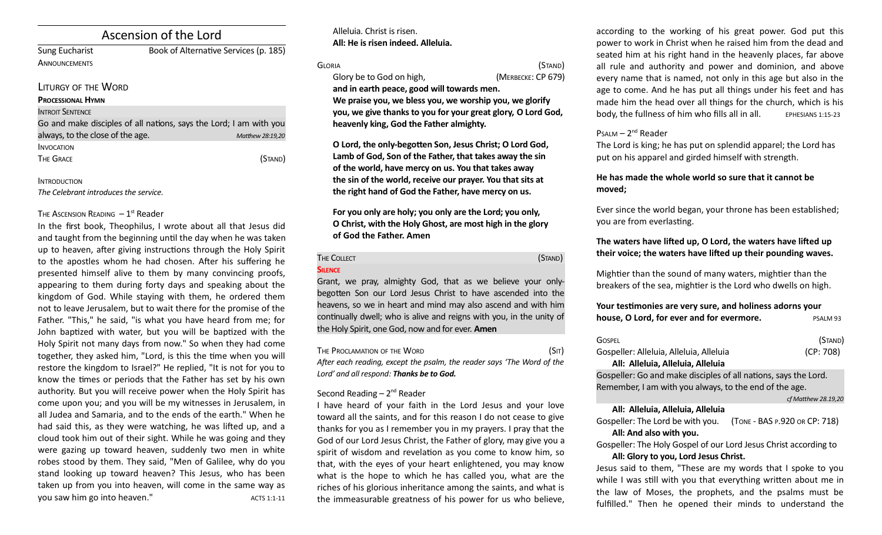# Ascension of the Lord

Sung Eucharist — Book of Alternative Services (p. 185)

ANNOUNCEMENTS

## LITURGY OF THE WORD

**PROCESSIONAL HYMN**

INTROIT SENTENCE

Go and make disciples of all nations, says the Lord; I am with you always, to the close of the age. *Matthew 28:19,20*

INVOCATION

THE GRACE (STAND)

INTRODUCTION

*The Celebrant introduces the service.*

THE ASCENSION READING – 1st Reader

In the first book, Theophilus, I wrote about all that Jesus did and taught from the beginning until the day when he was taken up to heaven, after giving instructions through the Holy Spirit to the apostles whom he had chosen. After his suffering he presented himself alive to them by many convincing proofs, appearing to them during forty days and speaking about the kingdom of God. While staying with them, he ordered them not to leave Jerusalem, but to wait there for the promise of the Father. "This," he said, "is what you have heard from me; for John baptized with water, but you will be baptized with the Holy Spirit not many days from now." So when they had come together, they asked him, "Lord, is this the time when you will restore the kingdom to Israel?" He replied, "It is not for you to know the times or periods that the Father has set by his own authority. But you will receive power when the Holy Spirit has come upon you; and you will be my witnesses in Jerusalem, in all Judea and Samaria, and to the ends of the earth." When he had said this, as they were watching, he was lifted up, and a cloud took him out of their sight. While he was going and they were gazing up toward heaven, suddenly two men in white robes stood by them. They said, "Men of Galilee, why do you stand looking up toward heaven? This Jesus, who has been taken up from you into heaven, will come in the same way as you saw him go into heaven." ACTS 1:1-11

Alleluia. Christ is risen.
**All: He is risen indeed. Alleluia.**

GLORIA (STAND)

Glory be to God on high, (MERBECKE: CP 679)
**and in earth peace, good will towards men.**
**We praise you, we bless you, we worship you, we glorify you, we give thanks to you for your great glory, O Lord God, heavenly king, God the Father almighty.**

**O Lord, the only-begotten Son, Jesus Christ; O Lord God, Lamb of God, Son of the Father, that takes away the sin of the world, have mercy on us. You that takes away the sin of the world, receive our prayer. You that sits at the right hand of God the Father, have mercy on us.**

**For you only are holy; you only are the Lord; you only, O Christ, with the Holy Ghost, are most high in the glory of God the Father. Amen**

THE COLLECT (STAND)

**SILENCE**

Grant, we pray, almighty God, that as we believe your only-begotten Son our Lord Jesus Christ to have ascended into the heavens, so we in heart and mind may also ascend and with him continually dwell; who is alive and reigns with you, in the unity of the Holy Spirit, one God, now and for ever. **Amen**

THE PROCLAMATION OF THE WORD (SIT)

*After each reading, except the psalm, the reader says 'The Word of the Lord' and all respond:* ***Thanks be to God.***

Second Reading – 2nd Reader

I have heard of your faith in the Lord Jesus and your love toward all the saints, and for this reason I do not cease to give thanks for you as I remember you in my prayers. I pray that the God of our Lord Jesus Christ, the Father of glory, may give you a spirit of wisdom and revelation as you come to know him, so that, with the eyes of your heart enlightened, you may know what is the hope to which he has called you, what are the riches of his glorious inheritance among the saints, and what is the immeasurable greatness of his power for us who believe, according to the working of his great power. God put this power to work in Christ when he raised him from the dead and seated him at his right hand in the heavenly places, far above all rule and authority and power and dominion, and above every name that is named, not only in this age but also in the age to come. And he has put all things under his feet and has made him the head over all things for the church, which is his body, the fullness of him who fills all in all. EPHESIANS 1:15-23

PSALM – 2nd Reader

The Lord is king; he has put on splendid apparel; the Lord has put on his apparel and girded himself with strength.

**He has made the whole world so sure that it cannot be moved;**

Ever since the world began, your throne has been established; you are from everlasting.

**The waters have lifted up, O Lord, the waters have lifted up their voice; the waters have lifted up their pounding waves.**

Mightier than the sound of many waters, mightier than the breakers of the sea, mightier is the Lord who dwells on high.

**Your testimonies are very sure, and holiness adorns your house, O Lord, for ever and for evermore.** PSALM 93

GOSPEL (STAND)

Gospeller: Alleluia, Alleluia, Alleluia (CP: 708)
**All: Alleluia, Alleluia, Alleluia**

Gospeller: Go and make disciples of all nations, says the Lord.
Remember, I am with you always, to the end of the age. *cf Matthew 28.19,20*

**All: Alleluia, Alleluia, Alleluia**

Gospeller: The Lord be with you. (TONE - BAS P.920 OR CP: 718)
**All: And also with you.**

Gospeller: The Holy Gospel of our Lord Jesus Christ according to
**All: Glory to you, Lord Jesus Christ.**

Jesus said to them, "These are my words that I spoke to you while I was still with you that everything written about me in the law of Moses, the prophets, and the psalms must be fulfilled." Then he opened their minds to understand the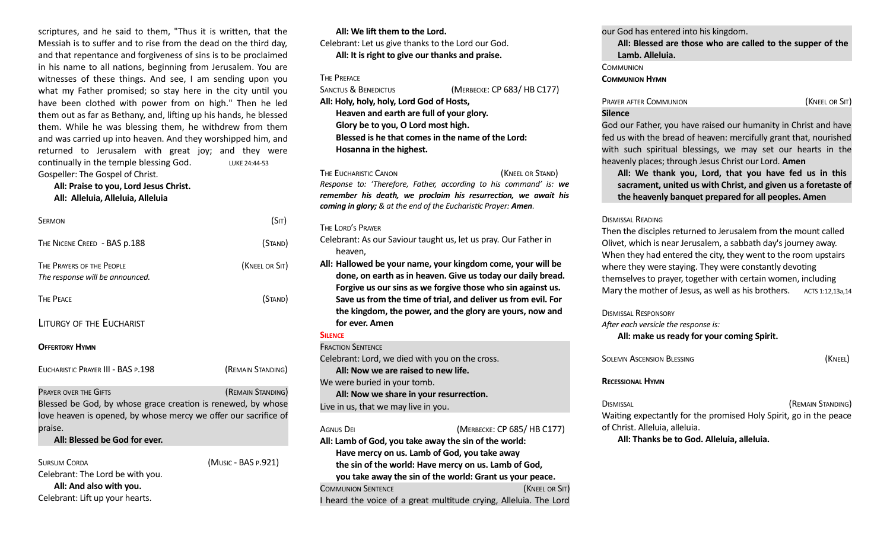scriptures, and he said to them, "Thus it is written, that the Messiah is to suffer and to rise from the dead on the third day, and that repentance and forgiveness of sins is to be proclaimed in his name to all nations, beginning from Jerusalem. You are witnesses of these things. And see, I am sending upon you what my Father promised; so stay here in the city until you have been clothed with power from on high." Then he led them out as far as Bethany, and, lifting up his hands, he blessed them. While he was blessing them, he withdrew from them and was carried up into heaven. And they worshipped him, and returned to Jerusalem with great joy; and they were continually in the temple blessing God. LUKE 24:44-53

Gospeller: The Gospel of Christ.

**All: Praise to you, Lord Jesus Christ.**
**All: Alleluia, Alleluia, Alleluia**

SERMON (SIT)

THE NICENE CREED - BAS p.188 (STAND)

THE PRAYERS OF THE PEOPLE (KNEEL OR SIT)
*The response will be announced.*

THE PEACE (STAND)

## LITURGY OF THE EUCHARIST

**OFFERTORY HYMN**

EUCHARISTIC PRAYER III - BAS P.198 (REMAIN STANDING)

PRAYER OVER THE GIFTS (REMAIN STANDING)

Blessed be God, by whose grace creation is renewed, by whose love heaven is opened, by whose mercy we offer our sacrifice of praise.

**All: Blessed be God for ever.**

SURSUM CORDA (MUSIC - BAS P.921)

Celebrant: The Lord be with you.
**All: And also with you.**
Celebrant: Lift up your hearts.
**All: We lift them to the Lord.**
Celebrant: Let us give thanks to the Lord our God.
**All: It is right to give our thanks and praise.**

THE PREFACE

SANCTUS & BENEDICTUS (MERBECKE: CP 683/ HB C177)

**All: Holy, holy, holy, Lord God of Hosts,**
**Heaven and earth are full of your glory.**
**Glory be to you, O Lord most high.**
**Blessed is he that comes in the name of the Lord:**
**Hosanna in the highest.**

THE EUCHARISTIC CANON (KNEEL OR STAND)

*Response to: 'Therefore, Father, according to his command' is:* ***we remember his death, we proclaim his resurrection, we await his coming in glory;*** *& at the end of the Eucharistic Prayer:* ***Amen****.*

THE LORD'S PRAYER

Celebrant: As our Saviour taught us, let us pray. Our Father in heaven,

**All: Hallowed be your name, your kingdom come, your will be done, on earth as in heaven. Give us today our daily bread. Forgive us our sins as we forgive those who sin against us. Save us from the time of trial, and deliver us from evil. For the kingdom, the power, and the glory are yours, now and for ever. Amen**

**SILENCE**

FRACTION SENTENCE

Celebrant: Lord, we died with you on the cross.
**All: Now we are raised to new life.**
We were buried in your tomb.
**All: Now we share in your resurrection.**
Live in us, that we may live in you.

AGNUS DEI (MERBECKE: CP 685/ HB C177)

**All: Lamb of God, you take away the sin of the world: Have mercy on us. Lamb of God, you take away the sin of the world: Have mercy on us. Lamb of God, you take away the sin of the world: Grant us your peace.**

COMMUNION SENTENCE (KNEEL OR SIT)

I heard the voice of a great multitude crying, Alleluia. The Lord our God has entered into his kingdom.

**All: Blessed are those who are called to the supper of the Lamb. Alleluia.**

COMMUNION

**COMMUNION HYMN**

PRAYER AFTER COMMUNION (KNEEL OR SIT)

**Silence**

God our Father, you have raised our humanity in Christ and have fed us with the bread of heaven: mercifully grant that, nourished with such spiritual blessings, we may set our hearts in the heavenly places; through Jesus Christ our Lord. **Amen**

**All: We thank you, Lord, that you have fed us in this sacrament, united us with Christ, and given us a foretaste of the heavenly banquet prepared for all peoples. Amen**

DISMISSAL READING

Then the disciples returned to Jerusalem from the mount called Olivet, which is near Jerusalem, a sabbath day's journey away. When they had entered the city, they went to the room upstairs where they were staying. They were constantly devoting themselves to prayer, together with certain women, including Mary the mother of Jesus, as well as his brothers. ACTS 1:12,13a,14

DISMISSAL RESPONSORY

*After each versicle the response is:*

**All: make us ready for your coming Spirit.**

SOLEMN ASCENSION BLESSING (KNEEL)

**RECESSIONAL HYMN**

DISMISSAL (REMAIN STANDING)

Waiting expectantly for the promised Holy Spirit, go in the peace of Christ. Alleluia, alleluia.

**All: Thanks be to God. Alleluia, alleluia.**